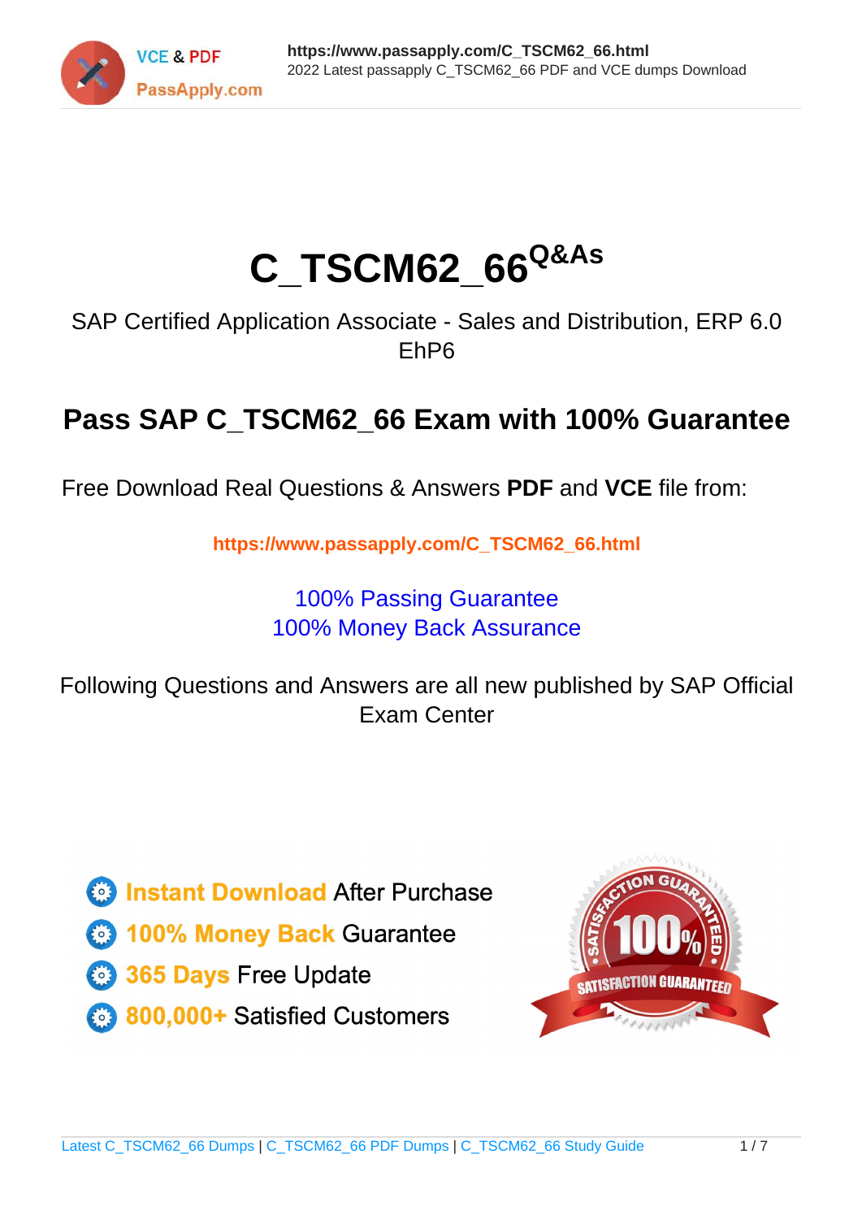# C_TSCM62_66 Q&As

SAP Certified Application Associate - Sales and Distribution, ERP 6.0 EhP6

## Pass SAP C_TSCM62_66 Exam with 100% Guarantee

Free Download Real Questions & Answers **PDF** and **VCE** file from:

**https://www.passapply.com/C_TSCM62_66.html**

100% Passing Guarantee
100% Money Back Assurance

Following Questions and Answers are all new published by SAP Official Exam Center

- **Instant Download** After Purchase
- **100% Money Back** Guarantee
- **365 Days** Free Update
- **800,000+** Satisfied Customers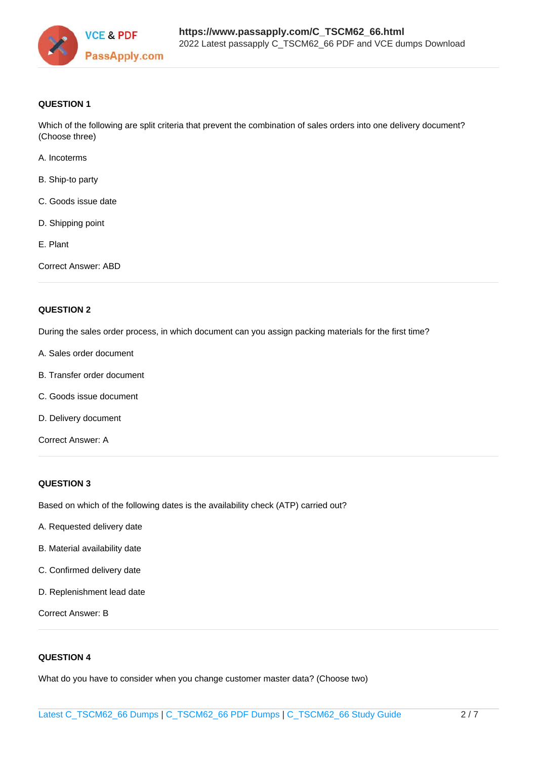**QUESTION 1**

Which of the following are split criteria that prevent the combination of sales orders into one delivery document? (Choose three)

A. Incoterms

B. Ship-to party

C. Goods issue date

D. Shipping point

E. Plant

Correct Answer: ABD

**QUESTION 2**

During the sales order process, in which document can you assign packing materials for the first time?

A. Sales order document

B. Transfer order document

C. Goods issue document

D. Delivery document

Correct Answer: A

**QUESTION 3**

Based on which of the following dates is the availability check (ATP) carried out?

A. Requested delivery date

B. Material availability date

C. Confirmed delivery date

D. Replenishment lead date

Correct Answer: B

**QUESTION 4**

What do you have to consider when you change customer master data? (Choose two)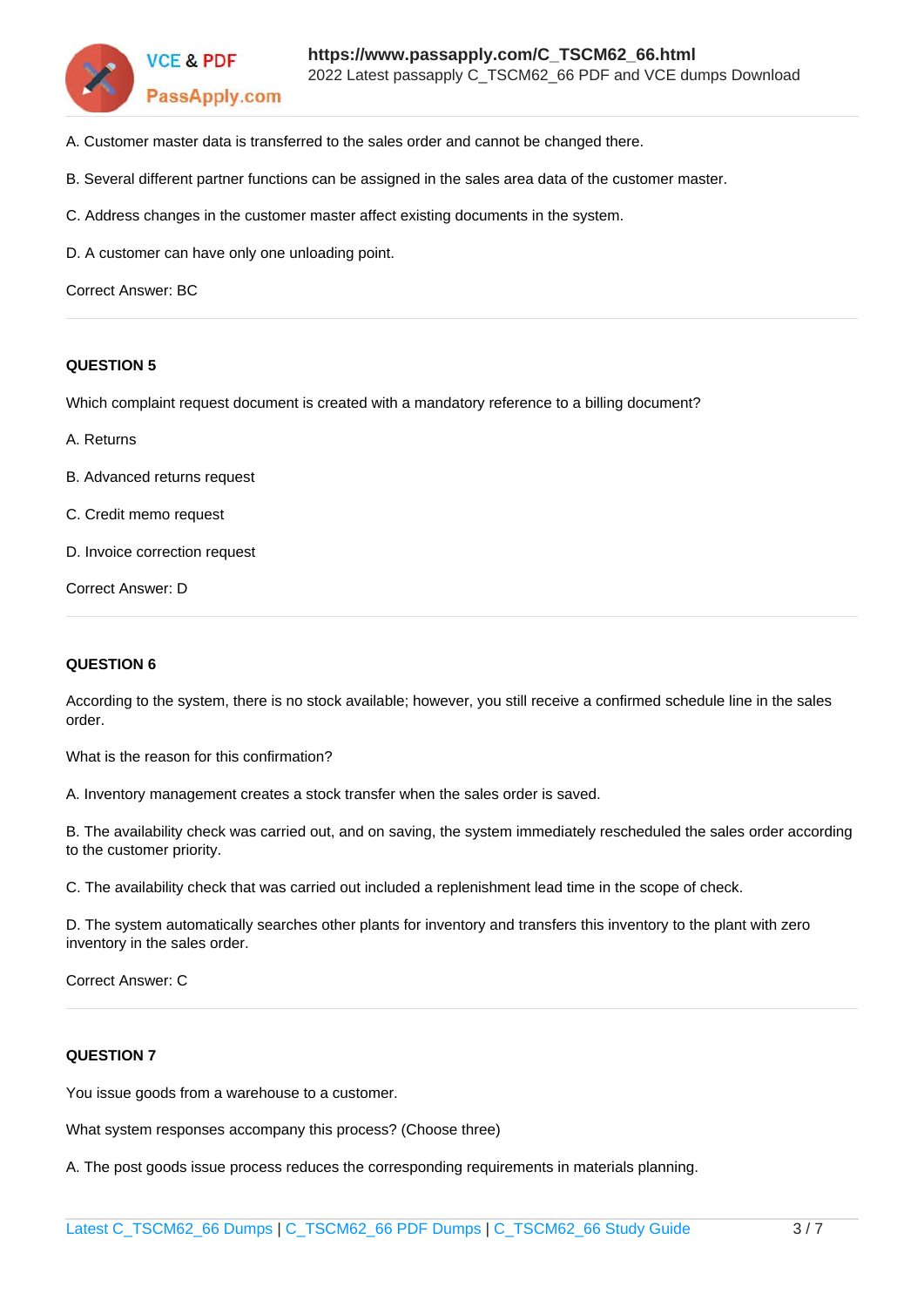A. Customer master data is transferred to the sales order and cannot be changed there.

B. Several different partner functions can be assigned in the sales area data of the customer master.

C. Address changes in the customer master affect existing documents in the system.

D. A customer can have only one unloading point.

Correct Answer: BC

---

**QUESTION 5**

Which complaint request document is created with a mandatory reference to a billing document?

A. Returns

B. Advanced returns request

C. Credit memo request

D. Invoice correction request

Correct Answer: D

---

**QUESTION 6**

According to the system, there is no stock available; however, you still receive a confirmed schedule line in the sales order.

What is the reason for this confirmation?

A. Inventory management creates a stock transfer when the sales order is saved.

B. The availability check was carried out, and on saving, the system immediately rescheduled the sales order according to the customer priority.

C. The availability check that was carried out included a replenishment lead time in the scope of check.

D. The system automatically searches other plants for inventory and transfers this inventory to the plant with zero inventory in the sales order.

Correct Answer: C

---

**QUESTION 7**

You issue goods from a warehouse to a customer.

What system responses accompany this process? (Choose three)

A. The post goods issue process reduces the corresponding requirements in materials planning.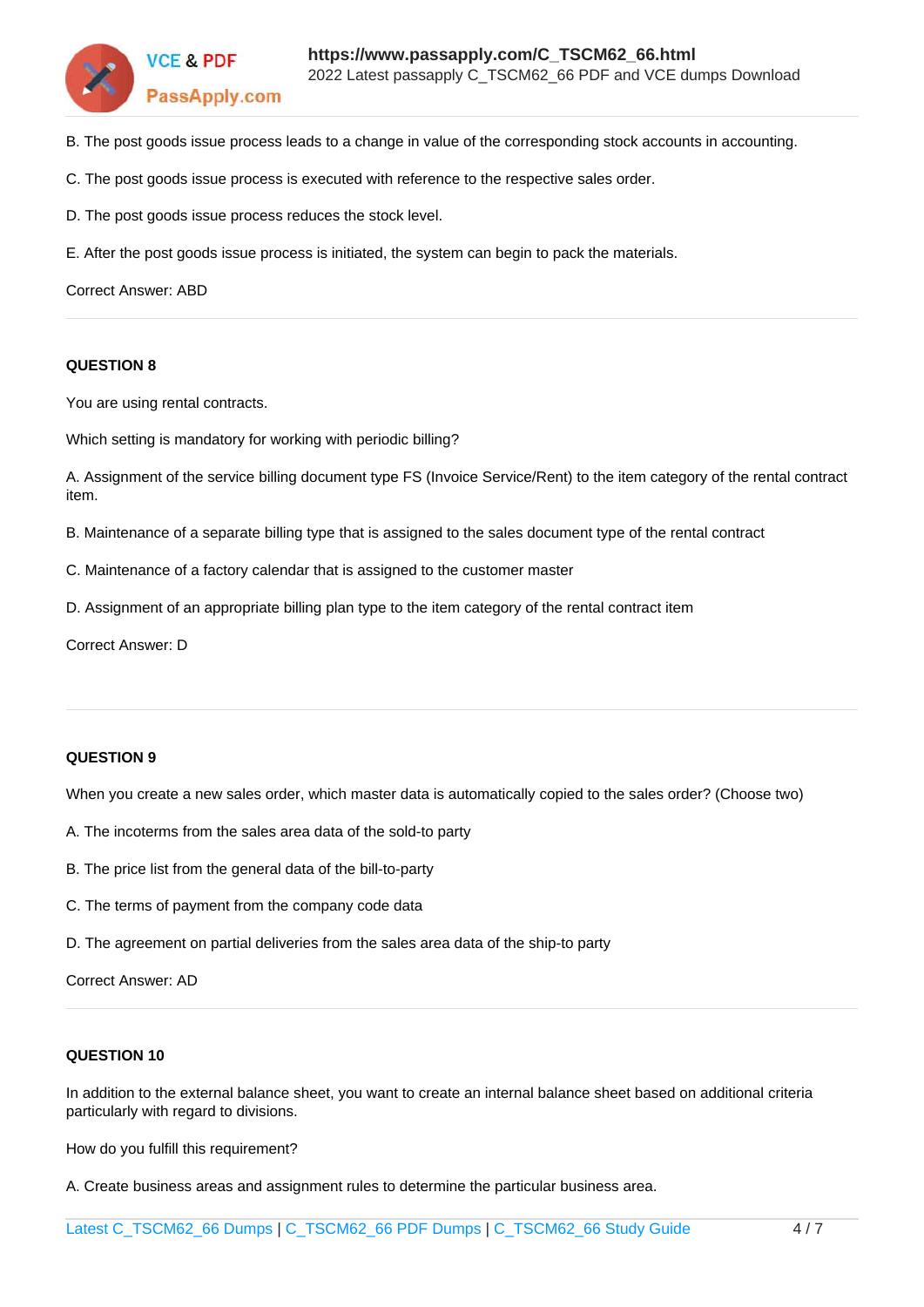B. The post goods issue process leads to a change in value of the corresponding stock accounts in accounting.

C. The post goods issue process is executed with reference to the respective sales order.

D. The post goods issue process reduces the stock level.

E. After the post goods issue process is initiated, the system can begin to pack the materials.

Correct Answer: ABD

---

**QUESTION 8**

You are using rental contracts.

Which setting is mandatory for working with periodic billing?

A. Assignment of the service billing document type FS (Invoice Service/Rent) to the item category of the rental contract item.

B. Maintenance of a separate billing type that is assigned to the sales document type of the rental contract

C. Maintenance of a factory calendar that is assigned to the customer master

D. Assignment of an appropriate billing plan type to the item category of the rental contract item

Correct Answer: D

---

**QUESTION 9**

When you create a new sales order, which master data is automatically copied to the sales order? (Choose two)

A. The incoterms from the sales area data of the sold-to party

B. The price list from the general data of the bill-to-party

C. The terms of payment from the company code data

D. The agreement on partial deliveries from the sales area data of the ship-to party

Correct Answer: AD

---

**QUESTION 10**

In addition to the external balance sheet, you want to create an internal balance sheet based on additional criteria particularly with regard to divisions.

How do you fulfill this requirement?

A. Create business areas and assignment rules to determine the particular business area.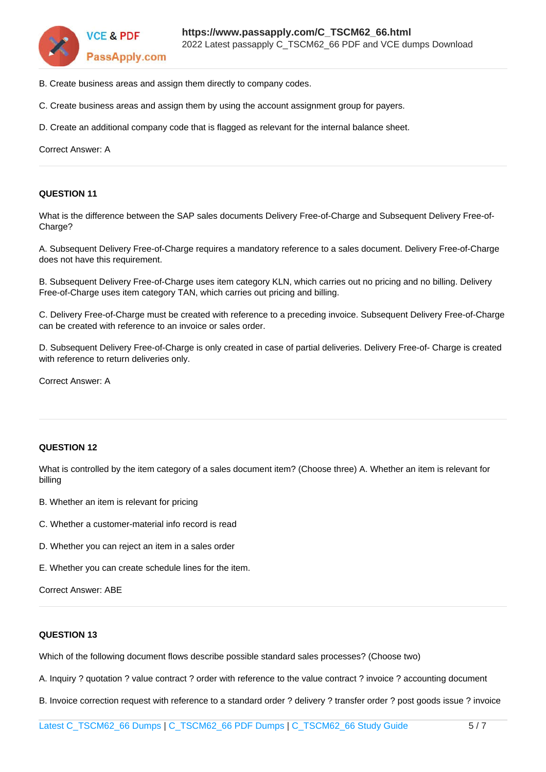B. Create business areas and assign them directly to company codes.

C. Create business areas and assign them by using the account assignment group for payers.

D. Create an additional company code that is flagged as relevant for the internal balance sheet.

Correct Answer: A

---

**QUESTION 11**

What is the difference between the SAP sales documents Delivery Free-of-Charge and Subsequent Delivery Free-of-Charge?

A. Subsequent Delivery Free-of-Charge requires a mandatory reference to a sales document. Delivery Free-of-Charge does not have this requirement.

B. Subsequent Delivery Free-of-Charge uses item category KLN, which carries out no pricing and no billing. Delivery Free-of-Charge uses item category TAN, which carries out pricing and billing.

C. Delivery Free-of-Charge must be created with reference to a preceding invoice. Subsequent Delivery Free-of-Charge can be created with reference to an invoice or sales order.

D. Subsequent Delivery Free-of-Charge is only created in case of partial deliveries. Delivery Free-of- Charge is created with reference to return deliveries only.

Correct Answer: A

---

**QUESTION 12**

What is controlled by the item category of a sales document item? (Choose three) A. Whether an item is relevant for billing

B. Whether an item is relevant for pricing

C. Whether a customer-material info record is read

D. Whether you can reject an item in a sales order

E. Whether you can create schedule lines for the item.

Correct Answer: ABE

---

**QUESTION 13**

Which of the following document flows describe possible standard sales processes? (Choose two)

A. Inquiry ? quotation ? value contract ? order with reference to the value contract ? invoice ? accounting document

B. Invoice correction request with reference to a standard order ? delivery ? transfer order ? post goods issue ? invoice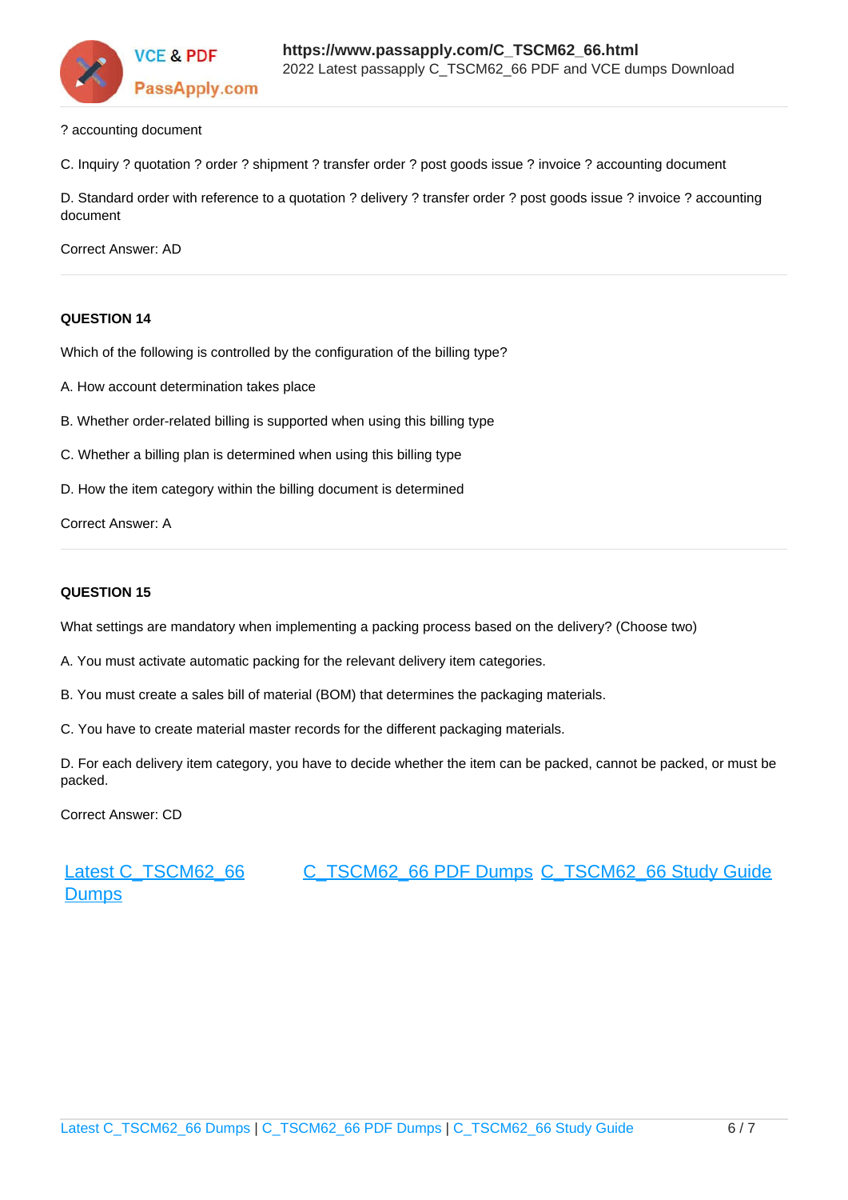? accounting document

C. Inquiry ? quotation ? order ? shipment ? transfer order ? post goods issue ? invoice ? accounting document

D. Standard order with reference to a quotation ? delivery ? transfer order ? post goods issue ? invoice ? accounting document

Correct Answer: AD

**QUESTION 14**

Which of the following is controlled by the configuration of the billing type?

A. How account determination takes place

B. Whether order-related billing is supported when using this billing type

C. Whether a billing plan is determined when using this billing type

D. How the item category within the billing document is determined

Correct Answer: A

**QUESTION 15**

What settings are mandatory when implementing a packing process based on the delivery? (Choose two)

A. You must activate automatic packing for the relevant delivery item categories.

B. You must create a sales bill of material (BOM) that determines the packaging materials.

C. You have to create material master records for the different packaging materials.

D. For each delivery item category, you have to decide whether the item can be packed, cannot be packed, or must be packed.

Correct Answer: CD

Latest C_TSCM62_66 Dumps | C_TSCM62_66 PDF Dumps | C_TSCM62_66 Study Guide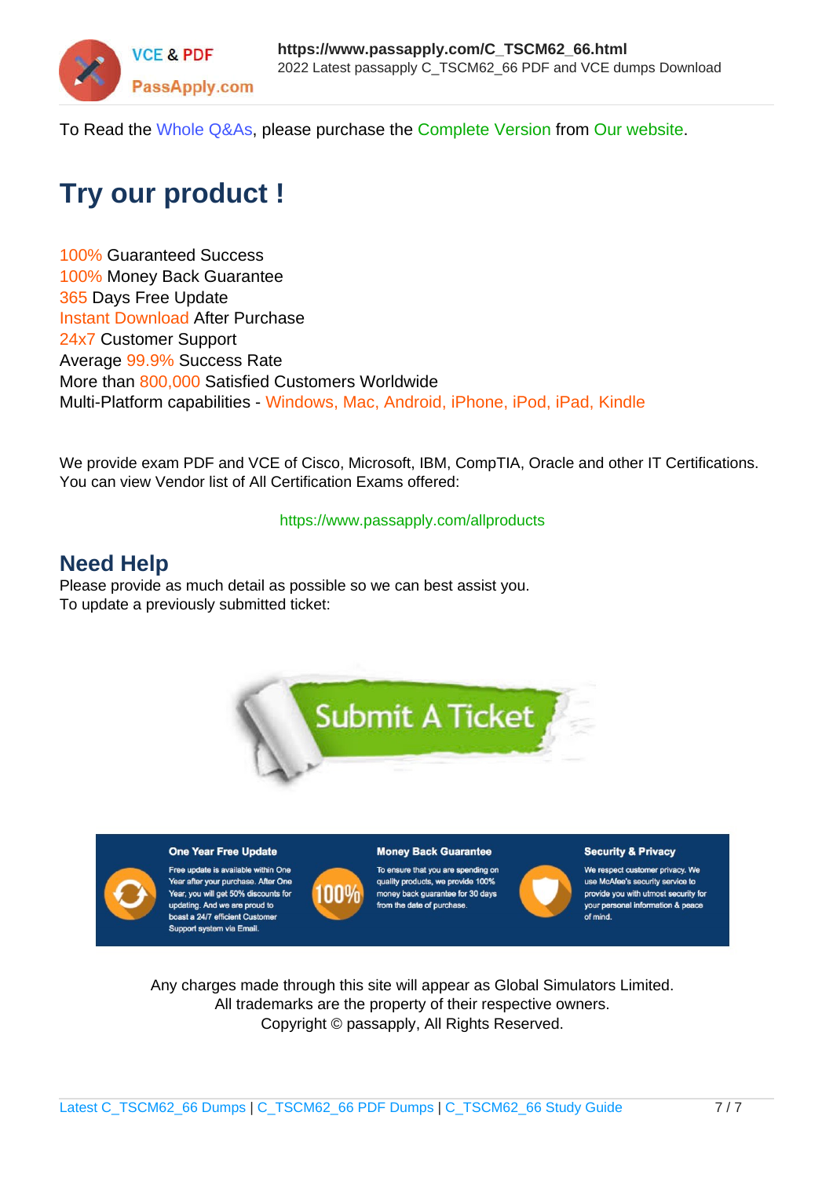To Read the Whole Q&As, please purchase the Complete Version from Our website.

# Try our product !

100% Guaranteed Success
100% Money Back Guarantee
365 Days Free Update
Instant Download After Purchase
24x7 Customer Support
Average 99.9% Success Rate
More than 800,000 Satisfied Customers Worldwide
Multi-Platform capabilities - Windows, Mac, Android, iPhone, iPod, iPad, Kindle

We provide exam PDF and VCE of Cisco, Microsoft, IBM, CompTIA, Oracle and other IT Certifications.
You can view Vendor list of All Certification Exams offered:

https://www.passapply.com/allproducts

## Need Help

Please provide as much detail as possible so we can best assist you.
To update a previously submitted ticket:

Submit A Ticket

**One Year Free Update**
Free update is available within One Year after your purchase. After One Year, you will get 50% discounts for updating. And we are proud to boast a 24/7 efficient Customer Support system via Email.

**Money Back Guarantee**
To ensure that you are spending on quality products, we provide 100% money back guarantee for 30 days from the date of purchase.

**Security & Privacy**
We respect customer privacy. We use McAfee's security service to provide you with utmost security for your personal information & peace of mind.

Any charges made through this site will appear as Global Simulators Limited.
All trademarks are the property of their respective owners.
Copyright © passapply, All Rights Reserved.